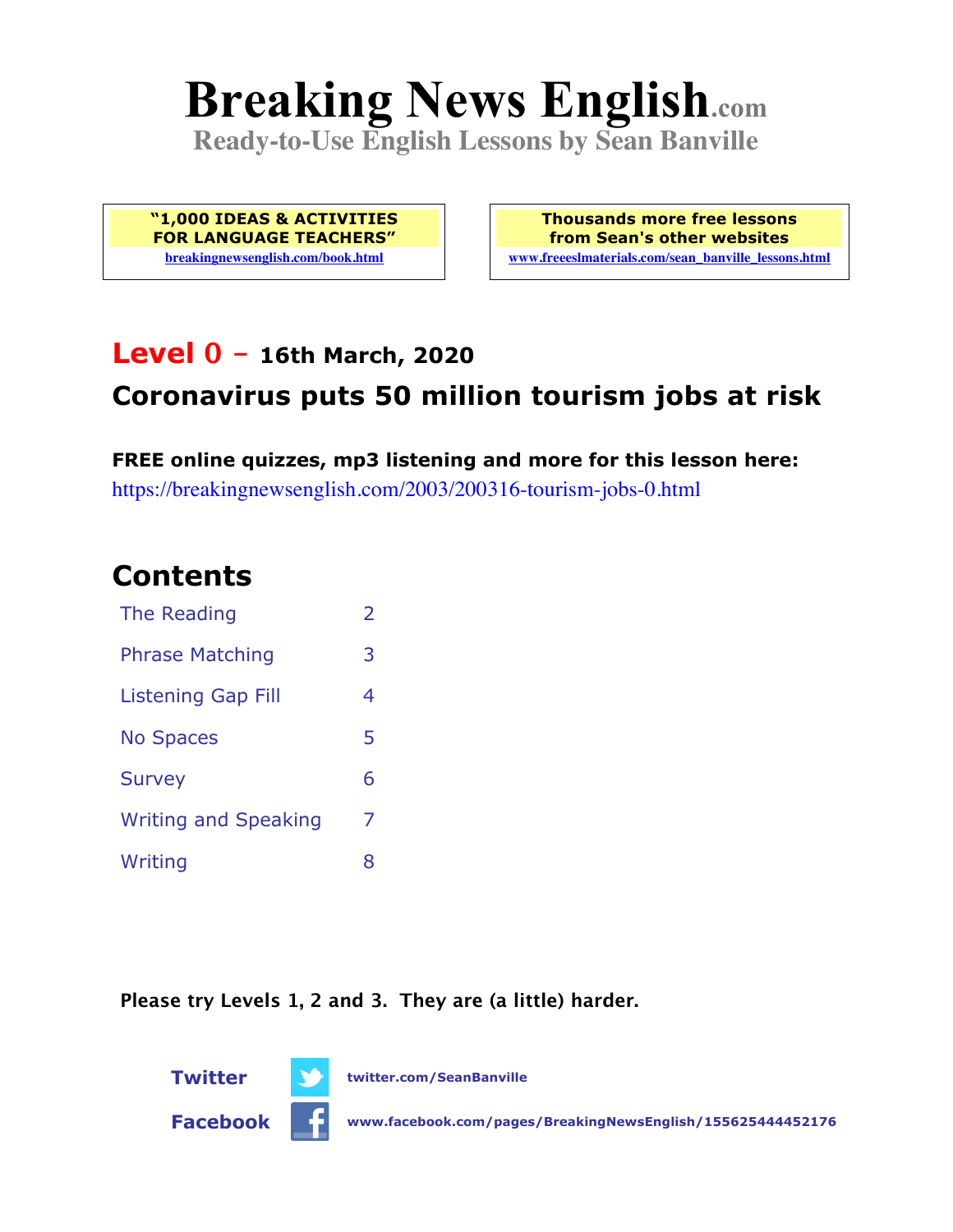# Breaking News English.com

**Ready-to-Use English Lessons by Sean Banville**

**"1,000 IDEAS & ACTIVITIES FOR LANGUAGE TEACHERS"**
breakingnewsenglish.com/book.html

**Thousands more free lessons from Sean's other websites**
www.freeeslmaterials.com/sean_banville_lessons.html

## Level 0 – 16th March, 2020

## Coronavirus puts 50 million tourism jobs at risk

**FREE online quizzes, mp3 listening and more for this lesson here:**
https://breakingnewsenglish.com/2003/200316-tourism-jobs-0.html

## Contents

| | |
|---|---|
| The Reading | 2 |
| Phrase Matching | 3 |
| Listening Gap Fill | 4 |
| No Spaces | 5 |
| Survey | 6 |
| Writing and Speaking | 7 |
| Writing | 8 |

**Please try Levels 1, 2 and 3. They are (a little) harder.**

**Twitter** twitter.com/SeanBanville

**Facebook** www.facebook.com/pages/BreakingNewsEnglish/155625444452176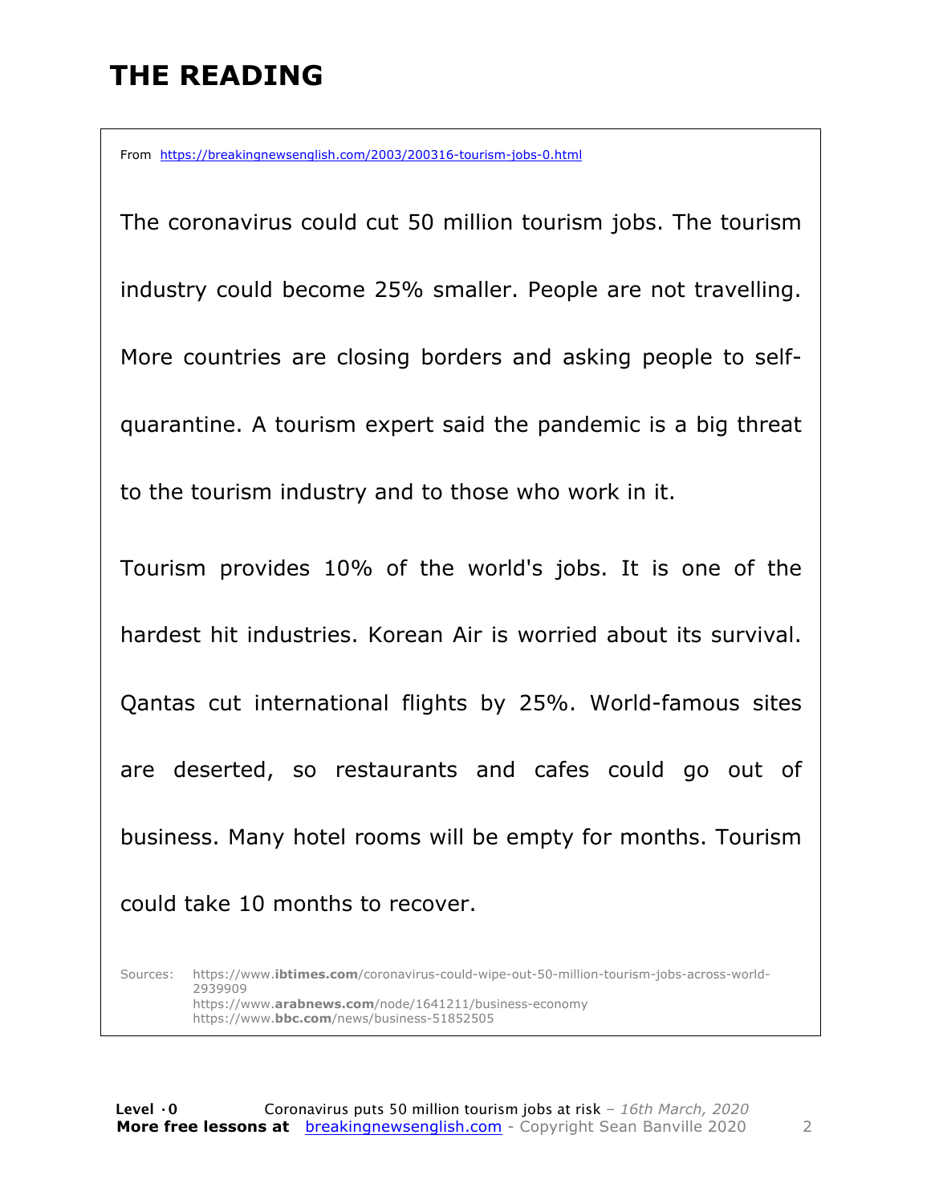# THE READING

From https://breakingnewsenglish.com/2003/200316-tourism-jobs-0.html

The coronavirus could cut 50 million tourism jobs. The tourism industry could become 25% smaller. People are not travelling. More countries are closing borders and asking people to self-quarantine. A tourism expert said the pandemic is a big threat to the tourism industry and to those who work in it.

Tourism provides 10% of the world's jobs. It is one of the hardest hit industries. Korean Air is worried about its survival. Qantas cut international flights by 25%. World-famous sites are deserted, so restaurants and cafes could go out of business. Many hotel rooms will be empty for months. Tourism could take 10 months to recover.

Sources: https://www.**ibtimes.com**/coronavirus-could-wipe-out-50-million-tourism-jobs-across-world-2939909
https://www.**arabnews.com**/node/1641211/business-economy
https://www.**bbc.com**/news/business-51852505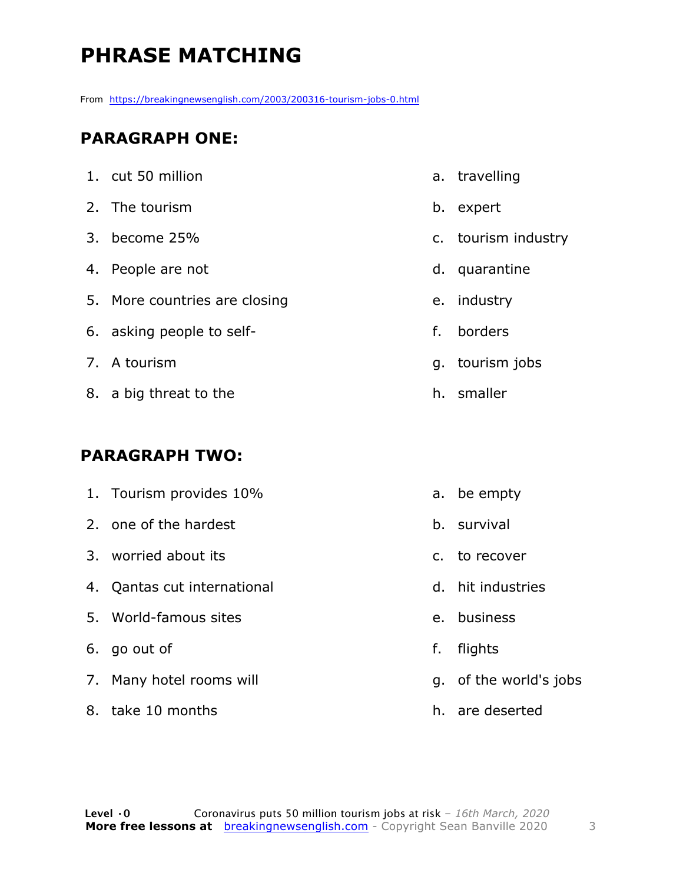# PHRASE MATCHING

From https://breakingnewsenglish.com/2003/200316-tourism-jobs-0.html

## PARAGRAPH ONE:

| | |
|---|---|
| 1. cut 50 million | a. travelling |
| 2. The tourism | b. expert |
| 3. become 25% | c. tourism industry |
| 4. People are not | d. quarantine |
| 5. More countries are closing | e. industry |
| 6. asking people to self- | f. borders |
| 7. A tourism | g. tourism jobs |
| 8. a big threat to the | h. smaller |

## PARAGRAPH TWO:

| | |
|---|---|
| 1. Tourism provides 10% | a. be empty |
| 2. one of the hardest | b. survival |
| 3. worried about its | c. to recover |
| 4. Qantas cut international | d. hit industries |
| 5. World-famous sites | e. business |
| 6. go out of | f. flights |
| 7. Many hotel rooms will | g. of the world's jobs |
| 8. take 10 months | h. are deserted |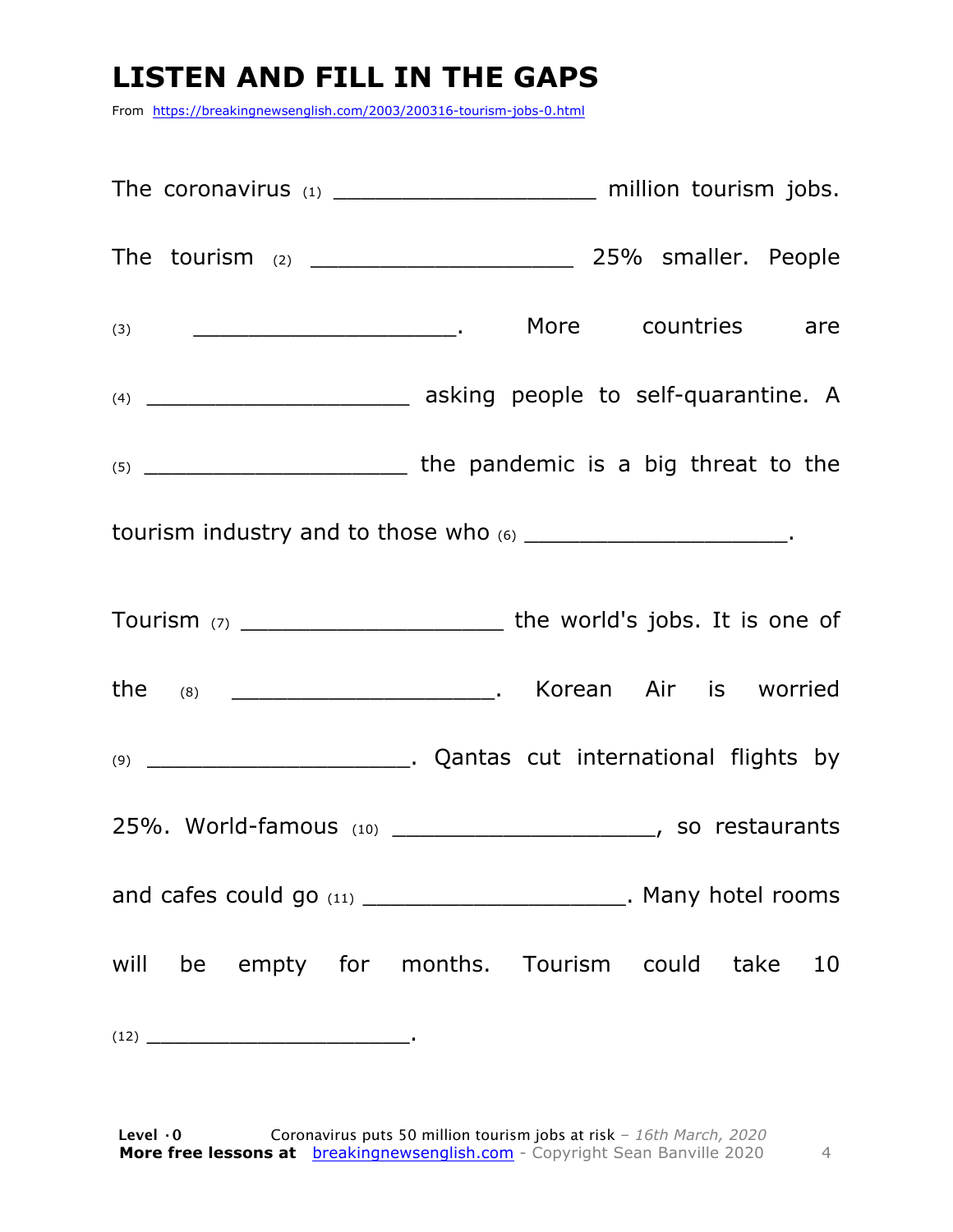# LISTEN AND FILL IN THE GAPS

From https://breakingnewsenglish.com/2003/200316-tourism-jobs-0.html

The coronavirus (1) ____________________ million tourism jobs. The tourism (2) ____________________ 25% smaller. People (3) ____________________. More countries are (4) ____________________ asking people to self-quarantine. A (5) ____________________ the pandemic is a big threat to the tourism industry and to those who (6) ____________________.

Tourism (7) ____________________ the world's jobs. It is one of the (8) ____________________. Korean Air is worried (9) ____________________. Qantas cut international flights by 25%. World-famous (10) ____________________, so restaurants and cafes could go (11) ____________________. Many hotel rooms will be empty for months. Tourism could take 10 (12) ____________________.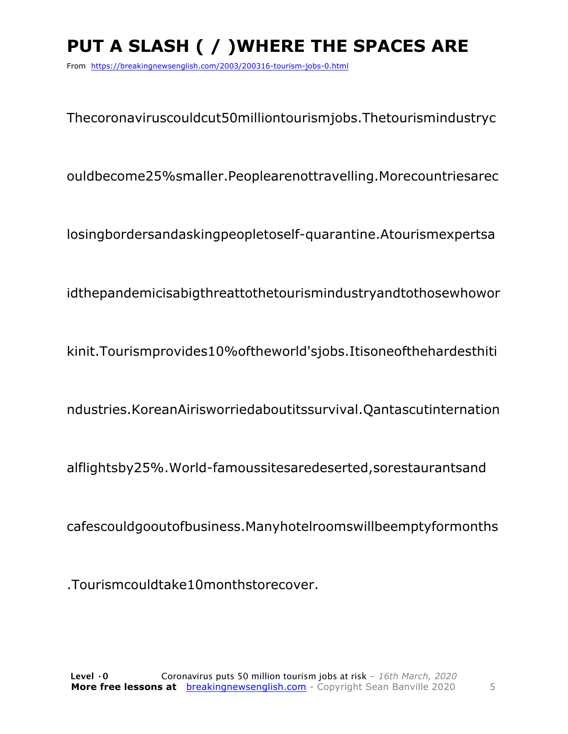# PUT A SLASH ( / )WHERE THE SPACES ARE

From https://breakingnewsenglish.com/2003/200316-tourism-jobs-0.html

Thecoronaviruscouldcut50milliontourismjobs.Thetourismindustryc

ouldbecome25%smaller.Peoplearenottravelling.Morecountriesarec

losingbordersandaskingpeopletoself-quarantine.Atourismexpertsa

idthepandemicisabigthreattothetourismindustryandtothosewhowor

kinit.Tourismprovides10%oftheworld'sjobs.Itisoneofthehardesthiti

ndustries.KoreanAirisworriedaboutitssurvival.Qantascutinternation

alflightsby25%.World-famoussitesaredeserted,sorestaurantsand

cafescouldgooutofbusiness.Manyhotelroomswillbeemptyformonths

.Tourismcouldtake10monthstorecover.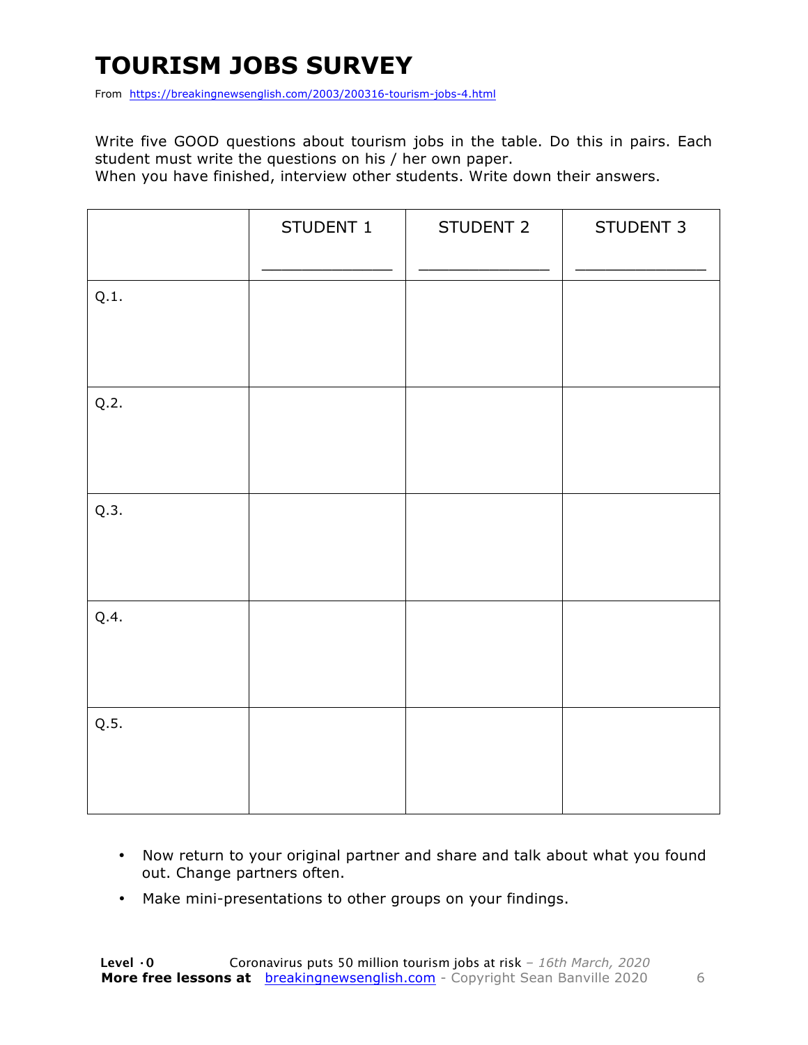# TOURISM JOBS SURVEY

From https://breakingnewsenglish.com/2003/200316-tourism-jobs-4.html

Write five GOOD questions about tourism jobs in the table. Do this in pairs. Each student must write the questions on his / her own paper.
When you have finished, interview other students. Write down their answers.

| | STUDENT 1<br>_______________ | STUDENT 2<br>_______________ | STUDENT 3<br>_______________ |
|---|---|---|---|
| Q.1. | | | |
| Q.2. | | | |
| Q.3. | | | |
| Q.4. | | | |
| Q.5. | | | |

- Now return to your original partner and share and talk about what you found out. Change partners often.
- Make mini-presentations to other groups on your findings.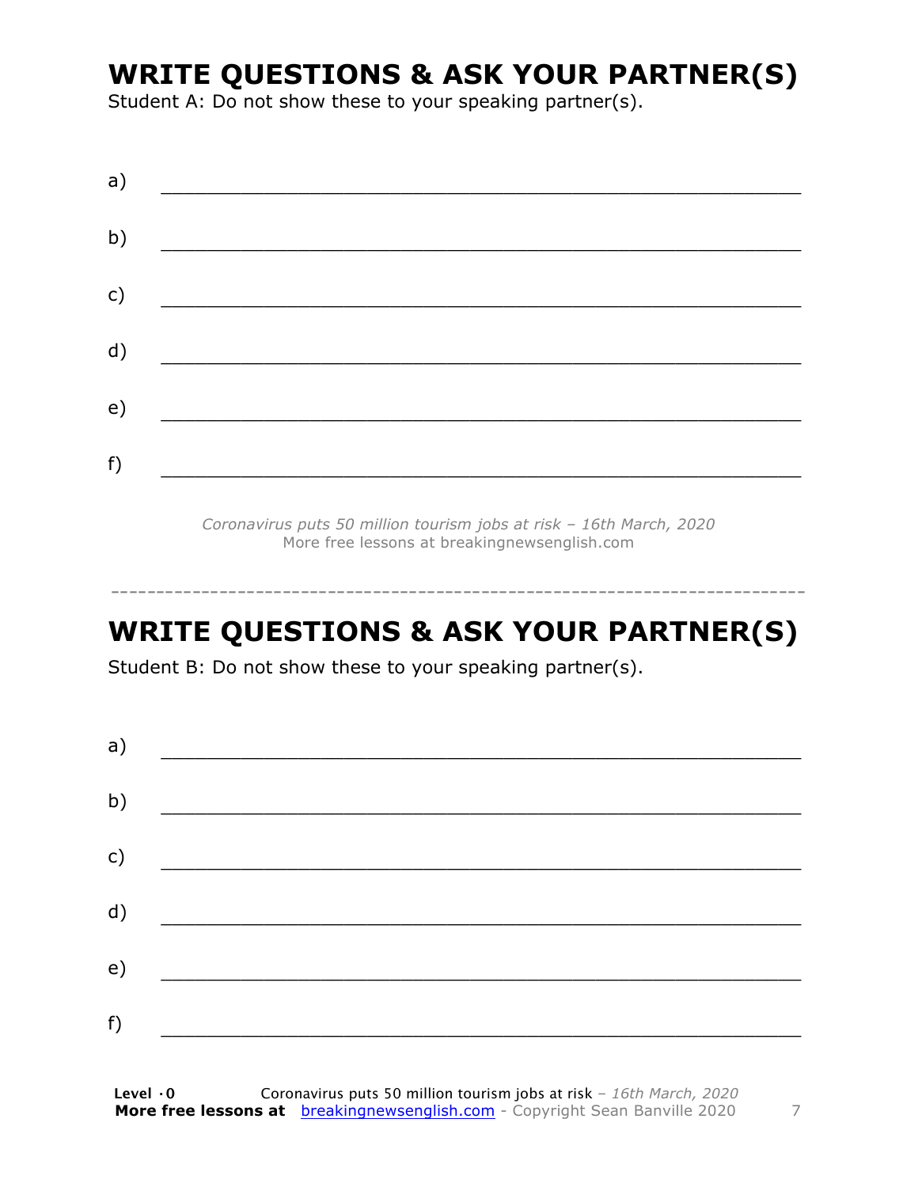## WRITE QUESTIONS & ASK YOUR PARTNER(S)

Student A: Do not show these to your speaking partner(s).

a) ___________________________________________________________

b) ___________________________________________________________

c) ___________________________________________________________

d) ___________________________________________________________

e) ___________________________________________________________

f) ___________________________________________________________

*Coronavirus puts 50 million tourism jobs at risk – 16th March, 2020*
More free lessons at breakingnewsenglish.com

---

## WRITE QUESTIONS & ASK YOUR PARTNER(S)

Student B: Do not show these to your speaking partner(s).

a) ___________________________________________________________

b) ___________________________________________________________

c) ___________________________________________________________

d) ___________________________________________________________

e) ___________________________________________________________

f) ___________________________________________________________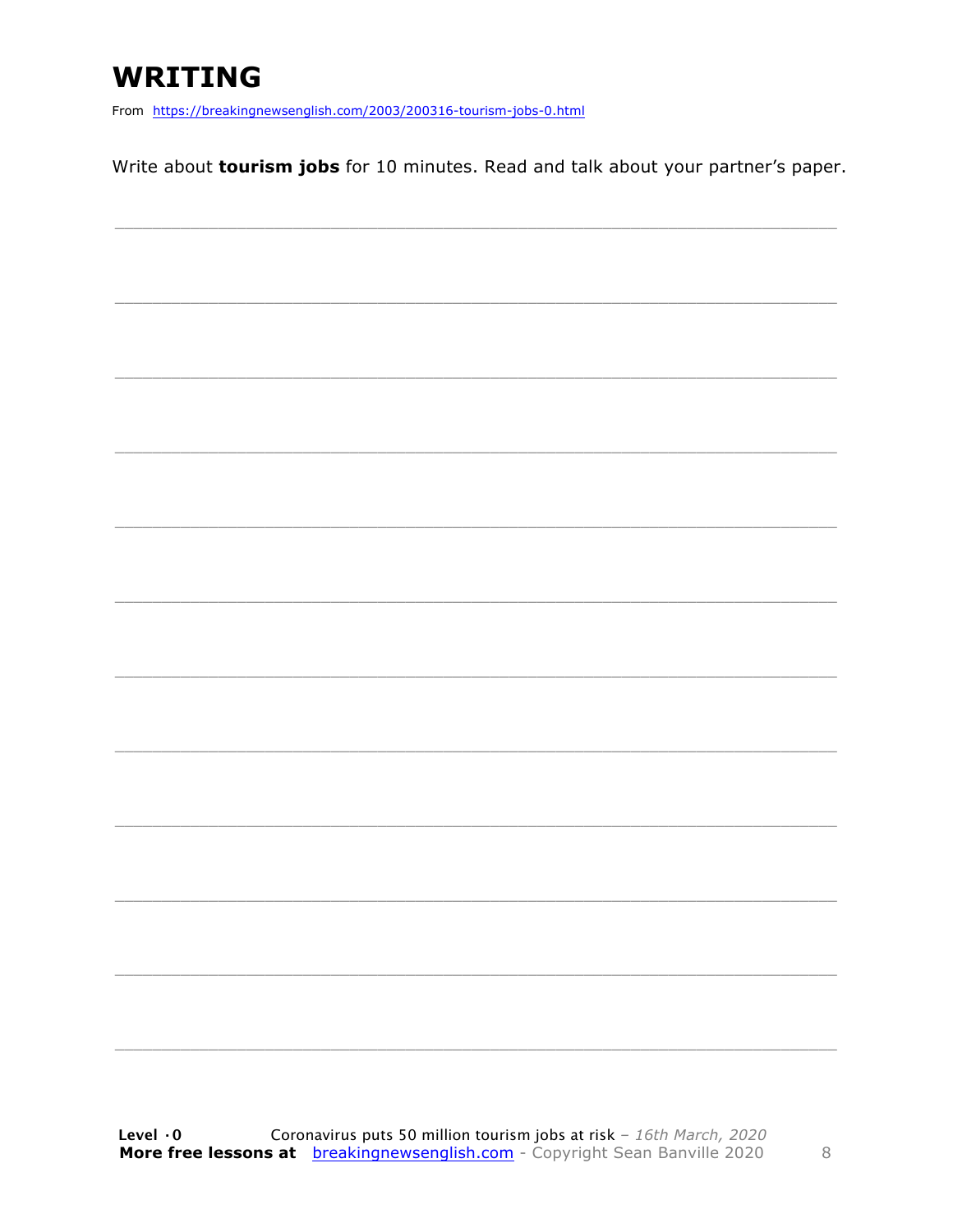# WRITING

From https://breakingnewsenglish.com/2003/200316-tourism-jobs-0.html

Write about **tourism jobs** for 10 minutes. Read and talk about your partner's paper.

___________________________________________________________________________

___________________________________________________________________________

___________________________________________________________________________

___________________________________________________________________________

___________________________________________________________________________

___________________________________________________________________________

___________________________________________________________________________

___________________________________________________________________________

___________________________________________________________________________

___________________________________________________________________________

___________________________________________________________________________

___________________________________________________________________________